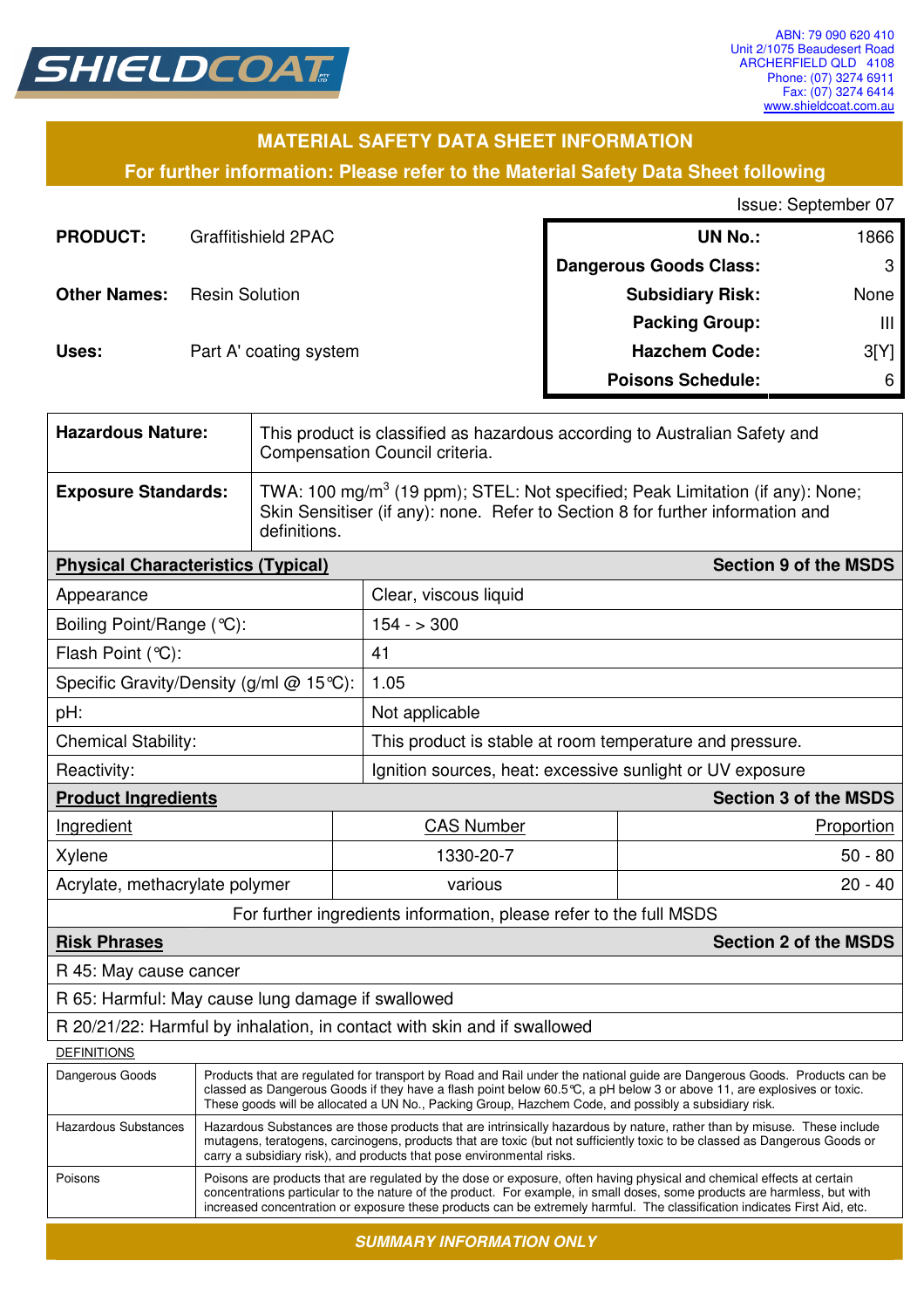SHIELDCOAT

ABN: 79 090 620 410
Unit 2/1075 Beaudesert Road
ARCHERFIELD QLD 4108
Phone: (07) 3274 6911
Fax: (07) 3274 6414
www.shieldcoat.com.au

## MATERIAL SAFETY DATA SHEET INFORMATION

**For further information: Please refer to the Material Safety Data Sheet following**

Issue: September 07

**PRODUCT:** Graffitishield 2PAC

**Other Names:** Resin Solution

**Uses:** Part A' coating system

| | |
|---|---|
| **UN No.:** | 1866 |
| **Dangerous Goods Class:** | 3 |
| **Subsidiary Risk:** | None |
| **Packing Group:** | III |
| **Hazchem Code:** | 3[Y] |
| **Poisons Schedule:** | 6 |

| | |
|---|---|
| **Hazardous Nature:** | This product is classified as hazardous according to Australian Safety and Compensation Council criteria. |
| **Exposure Standards:** | TWA: 100 mg/m$^3$ (19 ppm); STEL: Not specified; Peak Limitation (if any): None; Skin Sensitiser (if any): none. Refer to Section 8 for further information and definitions. |

| **Physical Characteristics (Typical)** | **Section 9 of the MSDS** |
|---|---|
| Appearance | Clear, viscous liquid |
| Boiling Point/Range (°C): | 154 - > 300 |
| Flash Point (°C): | 41 |
| Specific Gravity/Density (g/ml @ 15°C): | 1.05 |
| pH: | Not applicable |
| Chemical Stability: | This product is stable at room temperature and pressure. |
| Reactivity: | Ignition sources, heat: excessive sunlight or UV exposure |

**Product Ingredients** — **Section 3 of the MSDS**

| Ingredient | CAS Number | Proportion |
|---|---|---|
| Xylene | 1330-20-7 | 50 - 80 |
| Acrylate, methacrylate polymer | various | 20 - 40 |

For further ingredients information, please refer to the full MSDS

**Risk Phrases** — **Section 2 of the MSDS**

R 45: May cause cancer

R 65: Harmful: May cause lung damage if swallowed

R 20/21/22: Harmful by inhalation, in contact with skin and if swallowed

DEFINITIONS

| | |
|---|---|
| Dangerous Goods | Products that are regulated for transport by Road and Rail under the national guide are Dangerous Goods. Products can be classed as Dangerous Goods if they have a flash point below 60.5°C, a pH below 3 or above 11, are explosives or toxic. These goods will be allocated a UN No., Packing Group, Hazchem Code, and possibly a subsidiary risk. |
| Hazardous Substances | Hazardous Substances are those products that are intrinsically hazardous by nature, rather than by misuse. These include mutagens, teratogens, carcinogens, products that are toxic (but not sufficiently toxic to be classed as Dangerous Goods or carry a subsidiary risk), and products that pose environmental risks. |
| Poisons | Poisons are products that are regulated by the dose or exposure, often having physical and chemical effects at certain concentrations particular to the nature of the product. For example, in small doses, some products are harmless, but with increased concentration or exposure these products can be extremely harmful. The classification indicates First Aid, etc. |

***SUMMARY INFORMATION ONLY***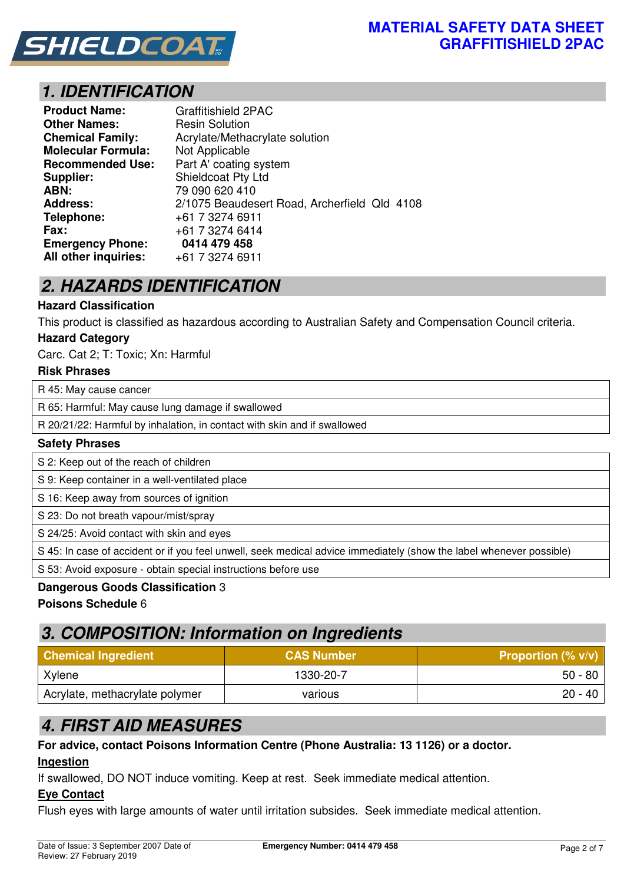# MATERIAL SAFETY DATA SHEET
# GRAFFITISHIELD 2PAC

## 1. IDENTIFICATION

| | |
|---|---|
| **Product Name:** | Graffitishield 2PAC |
| **Other Names:** | Resin Solution |
| **Chemical Family:** | Acrylate/Methacrylate solution |
| **Molecular Formula:** | Not Applicable |
| **Recommended Use:** | Part A' coating system |
| **Supplier:** | Shieldcoat Pty Ltd |
| **ABN:** | 79 090 620 410 |
| **Address:** | 2/1075 Beaudesert Road, Archerfield Qld 4108 |
| **Telephone:** | +61 7 3274 6911 |
| **Fax:** | +61 7 3274 6414 |
| **Emergency Phone:** | **0414 479 458** |
| **All other inquiries:** | +61 7 3274 6911 |

## 2. HAZARDS IDENTIFICATION

**Hazard Classification**

This product is classified as hazardous according to Australian Safety and Compensation Council criteria.

**Hazard Category**

Carc. Cat 2; T: Toxic; Xn: Harmful

**Risk Phrases**

| |
|---|
| R 45: May cause cancer |
| R 65: Harmful: May cause lung damage if swallowed |
| R 20/21/22: Harmful by inhalation, in contact with skin and if swallowed |

**Safety Phrases**

| |
|---|
| S 2: Keep out of the reach of children |
| S 9: Keep container in a well-ventilated place |
| S 16: Keep away from sources of ignition |
| S 23: Do not breath vapour/mist/spray |
| S 24/25: Avoid contact with skin and eyes |
| S 45: In case of accident or if you feel unwell, seek medical advice immediately (show the label whenever possible) |
| S 53: Avoid exposure - obtain special instructions before use |

**Dangerous Goods Classification** 3

**Poisons Schedule** 6

## 3. COMPOSITION: Information on Ingredients

| Chemical Ingredient | CAS Number | Proportion (% v/v) |
|---|---|---|
| Xylene | 1330-20-7 | 50 - 80 |
| Acrylate, methacrylate polymer | various | 20 - 40 |

## 4. FIRST AID MEASURES

**For advice, contact Poisons Information Centre (Phone Australia: 13 1126) or a doctor.**

**Ingestion**

If swallowed, DO NOT induce vomiting. Keep at rest. Seek immediate medical attention.

**Eye Contact**

Flush eyes with large amounts of water until irritation subsides. Seek immediate medical attention.

Date of Issue: 3 September 2007 Date of Review: 27 February 2019 | **Emergency Number: 0414 479 458**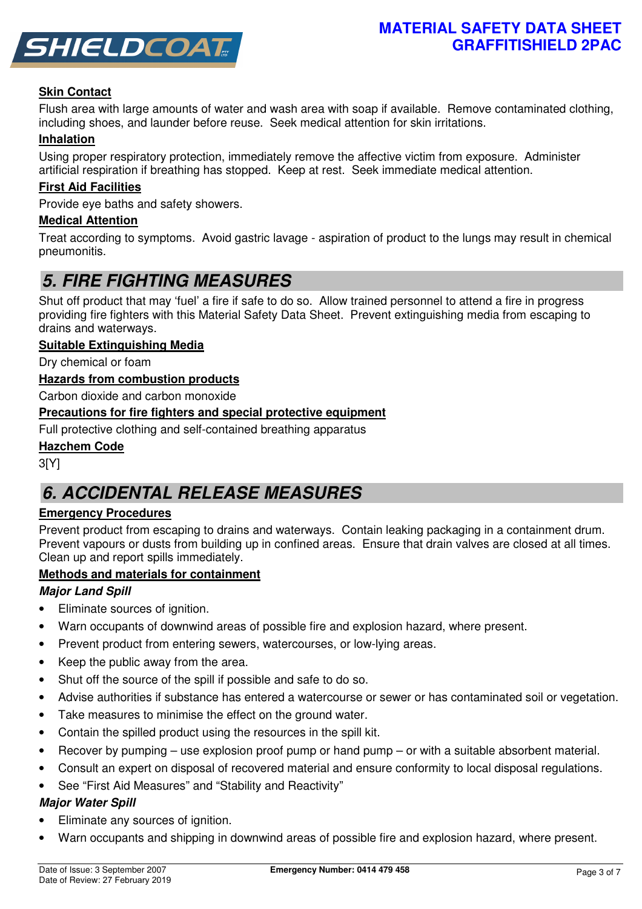#### Skin Contact

Flush area with large amounts of water and wash area with soap if available. Remove contaminated clothing, including shoes, and launder before reuse. Seek medical attention for skin irritations.

#### Inhalation

Using proper respiratory protection, immediately remove the affective victim from exposure. Administer artificial respiration if breathing has stopped. Keep at rest. Seek immediate medical attention.

#### First Aid Facilities

Provide eye baths and safety showers.

#### Medical Attention

Treat according to symptoms. Avoid gastric lavage - aspiration of product to the lungs may result in chemical pneumonitis.

## 5. FIRE FIGHTING MEASURES

Shut off product that may 'fuel' a fire if safe to do so. Allow trained personnel to attend a fire in progress providing fire fighters with this Material Safety Data Sheet. Prevent extinguishing media from escaping to drains and waterways.

#### Suitable Extinguishing Media

Dry chemical or foam

#### Hazards from combustion products

Carbon dioxide and carbon monoxide

#### Precautions for fire fighters and special protective equipment

Full protective clothing and self-contained breathing apparatus

#### Hazchem Code

3[Y]

## 6. ACCIDENTAL RELEASE MEASURES

#### Emergency Procedures

Prevent product from escaping to drains and waterways. Contain leaking packaging in a containment drum. Prevent vapours or dusts from building up in confined areas. Ensure that drain valves are closed at all times. Clean up and report spills immediately.

#### Methods and materials for containment

***Major Land Spill***

- Eliminate sources of ignition.
- Warn occupants of downwind areas of possible fire and explosion hazard, where present.
- Prevent product from entering sewers, watercourses, or low-lying areas.
- Keep the public away from the area.
- Shut off the source of the spill if possible and safe to do so.
- Advise authorities if substance has entered a watercourse or sewer or has contaminated soil or vegetation.
- Take measures to minimise the effect on the ground water.
- Contain the spilled product using the resources in the spill kit.
- Recover by pumping – use explosion proof pump or hand pump – or with a suitable absorbent material.
- Consult an expert on disposal of recovered material and ensure conformity to local disposal regulations.
- See "First Aid Measures" and "Stability and Reactivity"

***Major Water Spill***

- Eliminate any sources of ignition.
- Warn occupants and shipping in downwind areas of possible fire and explosion hazard, where present.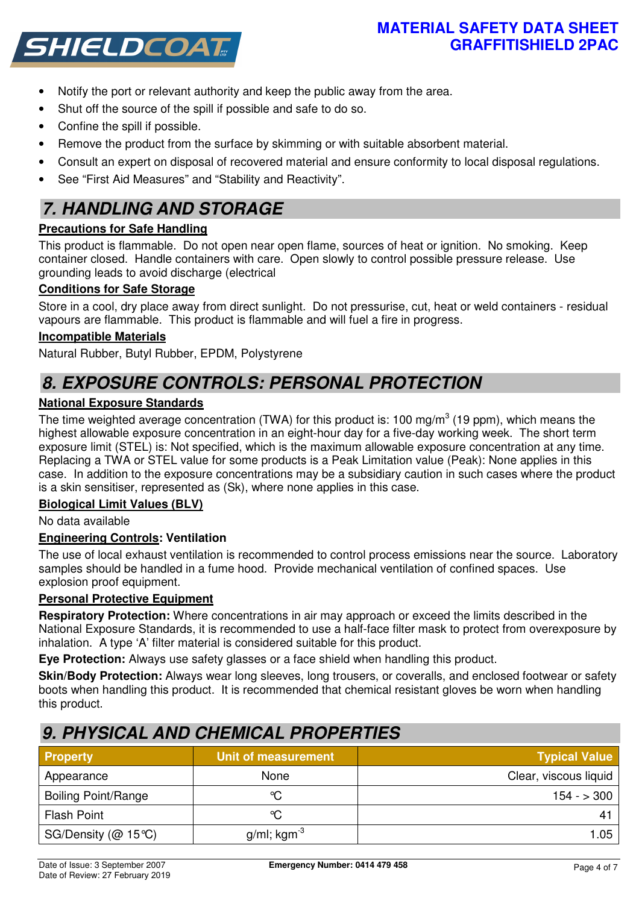- Notify the port or relevant authority and keep the public away from the area.
- Shut off the source of the spill if possible and safe to do so.
- Confine the spill if possible.
- Remove the product from the surface by skimming or with suitable absorbent material.
- Consult an expert on disposal of recovered material and ensure conformity to local disposal regulations.
- See "First Aid Measures" and "Stability and Reactivity".

## 7. HANDLING AND STORAGE

**Precautions for Safe Handling**

This product is flammable. Do not open near open flame, sources of heat or ignition. No smoking. Keep container closed. Handle containers with care. Open slowly to control possible pressure release. Use grounding leads to avoid discharge (electrical

**Conditions for Safe Storage**

Store in a cool, dry place away from direct sunlight. Do not pressurise, cut, heat or weld containers - residual vapours are flammable. This product is flammable and will fuel a fire in progress.

**Incompatible Materials**

Natural Rubber, Butyl Rubber, EPDM, Polystyrene

## 8. EXPOSURE CONTROLS: PERSONAL PROTECTION

**National Exposure Standards**

The time weighted average concentration (TWA) for this product is: 100 mg/m$^3$ (19 ppm), which means the highest allowable exposure concentration in an eight-hour day for a five-day working week. The short term exposure limit (STEL) is: Not specified, which is the maximum allowable exposure concentration at any time. Replacing a TWA or STEL value for some products is a Peak Limitation value (Peak): None applies in this case. In addition to the exposure concentrations may be a subsidiary caution in such cases where the product is a skin sensitiser, represented as (Sk), where none applies in this case.

**Biological Limit Values (BLV)**

No data available

**Engineering Controls: Ventilation**

The use of local exhaust ventilation is recommended to control process emissions near the source. Laboratory samples should be handled in a fume hood. Provide mechanical ventilation of confined spaces. Use explosion proof equipment.

**Personal Protective Equipment**

**Respiratory Protection:** Where concentrations in air may approach or exceed the limits described in the National Exposure Standards, it is recommended to use a half-face filter mask to protect from overexposure by inhalation. A type 'A' filter material is considered suitable for this product.

**Eye Protection:** Always use safety glasses or a face shield when handling this product.

**Skin/Body Protection:** Always wear long sleeves, long trousers, or coveralls, and enclosed footwear or safety boots when handling this product. It is recommended that chemical resistant gloves be worn when handling this product.

## 9. PHYSICAL AND CHEMICAL PROPERTIES

| Property | Unit of measurement | Typical Value |
|---|---|---|
| Appearance | None | Clear, viscous liquid |
| Boiling Point/Range | ℃ | 154 - > 300 |
| Flash Point | ℃ | 41 |
| SG/Density (@ 15℃) | g/ml; kgm$^{-3}$ | 1.05 |

Date of Issue: 3 September 2007
Date of Review: 27 February 2019
Emergency Number: 0414 479 458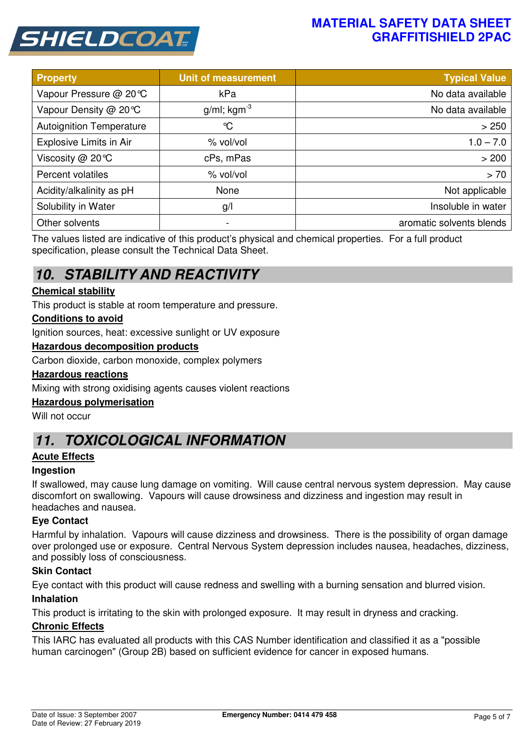| Property | Unit of measurement | Typical Value |
|---|---|---|
| Vapour Pressure @ 20℃ | kPa | No data available |
| Vapour Density @ 20℃ | g/ml; $kgm^{-3}$ | No data available |
| Autoignition Temperature | ℃ | > 250 |
| Explosive Limits in Air | % vol/vol | 1.0 – 7.0 |
| Viscosity @ 20℃ | cPs, mPas | > 200 |
| Percent volatiles | % vol/vol | > 70 |
| Acidity/alkalinity as pH | None | Not applicable |
| Solubility in Water | g/l | Insoluble in water |
| Other solvents | - | aromatic solvents blends |

The values listed are indicative of this product's physical and chemical properties. For a full product specification, please consult the Technical Data Sheet.

## 10. STABILITY AND REACTIVITY

**Chemical stability**

This product is stable at room temperature and pressure.

**Conditions to avoid**

Ignition sources, heat: excessive sunlight or UV exposure

**Hazardous decomposition products**

Carbon dioxide, carbon monoxide, complex polymers

**Hazardous reactions**

Mixing with strong oxidising agents causes violent reactions

**Hazardous polymerisation**

Will not occur

## 11. TOXICOLOGICAL INFORMATION

**Acute Effects**

**Ingestion**

If swallowed, may cause lung damage on vomiting. Will cause central nervous system depression. May cause discomfort on swallowing. Vapours will cause drowsiness and dizziness and ingestion may result in headaches and nausea.

**Eye Contact**

Harmful by inhalation. Vapours will cause dizziness and drowsiness. There is the possibility of organ damage over prolonged use or exposure. Central Nervous System depression includes nausea, headaches, dizziness, and possibly loss of consciousness.

**Skin Contact**

Eye contact with this product will cause redness and swelling with a burning sensation and blurred vision.

**Inhalation**

This product is irritating to the skin with prolonged exposure. It may result in dryness and cracking.

**Chronic Effects**

This IARC has evaluated all products with this CAS Number identification and classified it as a "possible human carcinogen" (Group 2B) based on sufficient evidence for cancer in exposed humans.

Date of Issue: 3 September 2007
Date of Review: 27 February 2019

**Emergency Number: 0414 479 458**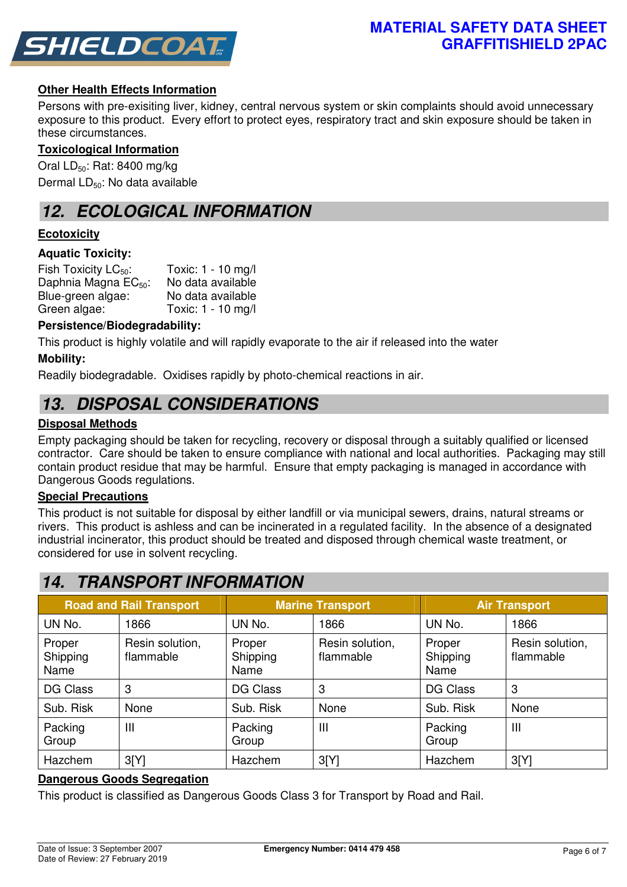#### Other Health Effects Information

Persons with pre-exisiting liver, kidney, central nervous system or skin complaints should avoid unnecessary exposure to this product. Every effort to protect eyes, respiratory tract and skin exposure should be taken in these circumstances.

#### Toxicological Information

Oral $LD_{50}$: Rat: 8400 mg/kg

Dermal $LD_{50}$: No data available

## 12. ECOLOGICAL INFORMATION

#### Ecotoxicity

**Aquatic Toxicity:**

| | |
|---|---|
| Fish Toxicity $LC_{50}$: | Toxic: 1 - 10 mg/l |
| Daphnia Magna $EC_{50}$: | No data available |
| Blue-green algae: | No data available |
| Green algae: | Toxic: 1 - 10 mg/l |

**Persistence/Biodegradability:**

This product is highly volatile and will rapidly evaporate to the air if released into the water

**Mobility:**

Readily biodegradable. Oxidises rapidly by photo-chemical reactions in air.

## 13. DISPOSAL CONSIDERATIONS

#### Disposal Methods

Empty packaging should be taken for recycling, recovery or disposal through a suitably qualified or licensed contractor. Care should be taken to ensure compliance with national and local authorities. Packaging may still contain product residue that may be harmful. Ensure that empty packaging is managed in accordance with Dangerous Goods regulations.

#### Special Precautions

This product is not suitable for disposal by either landfill or via municipal sewers, drains, natural streams or rivers. This product is ashless and can be incinerated in a regulated facility. In the absence of a designated industrial incinerator, this product should be treated and disposed through chemical waste treatment, or considered for use in solvent recycling.

## 14. TRANSPORT INFORMATION

| Road and Rail Transport | | Marine Transport | | Air Transport | |
|---|---|---|---|---|---|
| UN No. | 1866 | UN No. | 1866 | UN No. | 1866 |
| Proper Shipping Name | Resin solution, flammable | Proper Shipping Name | Resin solution, flammable | Proper Shipping Name | Resin solution, flammable |
| DG Class | 3 | DG Class | 3 | DG Class | 3 |
| Sub. Risk | None | Sub. Risk | None | Sub. Risk | None |
| Packing Group | III | Packing Group | III | Packing Group | III |
| Hazchem | 3[Y] | Hazchem | 3[Y] | Hazchem | 3[Y] |

#### Dangerous Goods Segregation

This product is classified as Dangerous Goods Class 3 for Transport by Road and Rail.

Date of Issue: 3 September 2007
Date of Review: 27 February 2019

**Emergency Number: 0414 479 458**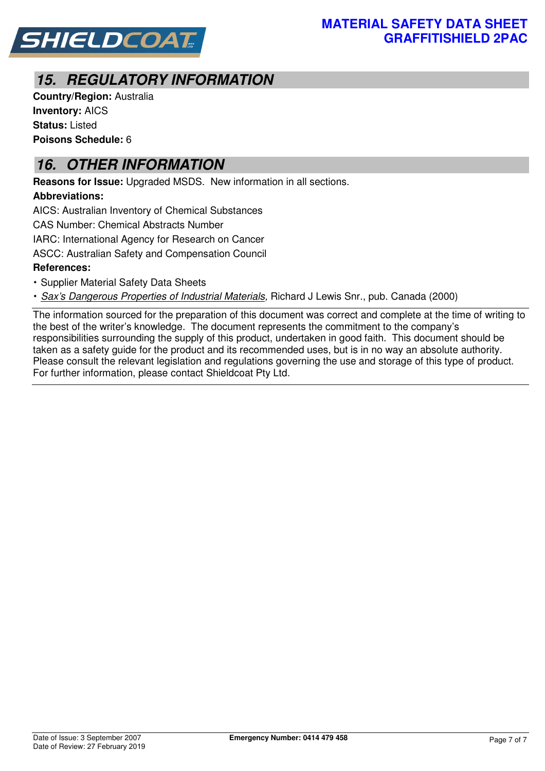## 15. REGULATORY INFORMATION

**Country/Region:** Australia
**Inventory:** AICS
**Status:** Listed
**Poisons Schedule:** 6

## 16. OTHER INFORMATION

**Reasons for Issue:** Upgraded MSDS. New information in all sections.

**Abbreviations:**

AICS: Australian Inventory of Chemical Substances

CAS Number: Chemical Abstracts Number

IARC: International Agency for Research on Cancer

ASCC: Australian Safety and Compensation Council

**References:**

- Supplier Material Safety Data Sheets
- *Sax's Dangerous Properties of Industrial Materials*, Richard J Lewis Snr., pub. Canada (2000)

The information sourced for the preparation of this document was correct and complete at the time of writing to the best of the writer's knowledge. The document represents the commitment to the company's responsibilities surrounding the supply of this product, undertaken in good faith. This document should be taken as a safety guide for the product and its recommended uses, but is in no way an absolute authority. Please consult the relevant legislation and regulations governing the use and storage of this type of product. For further information, please contact Shieldcoat Pty Ltd.